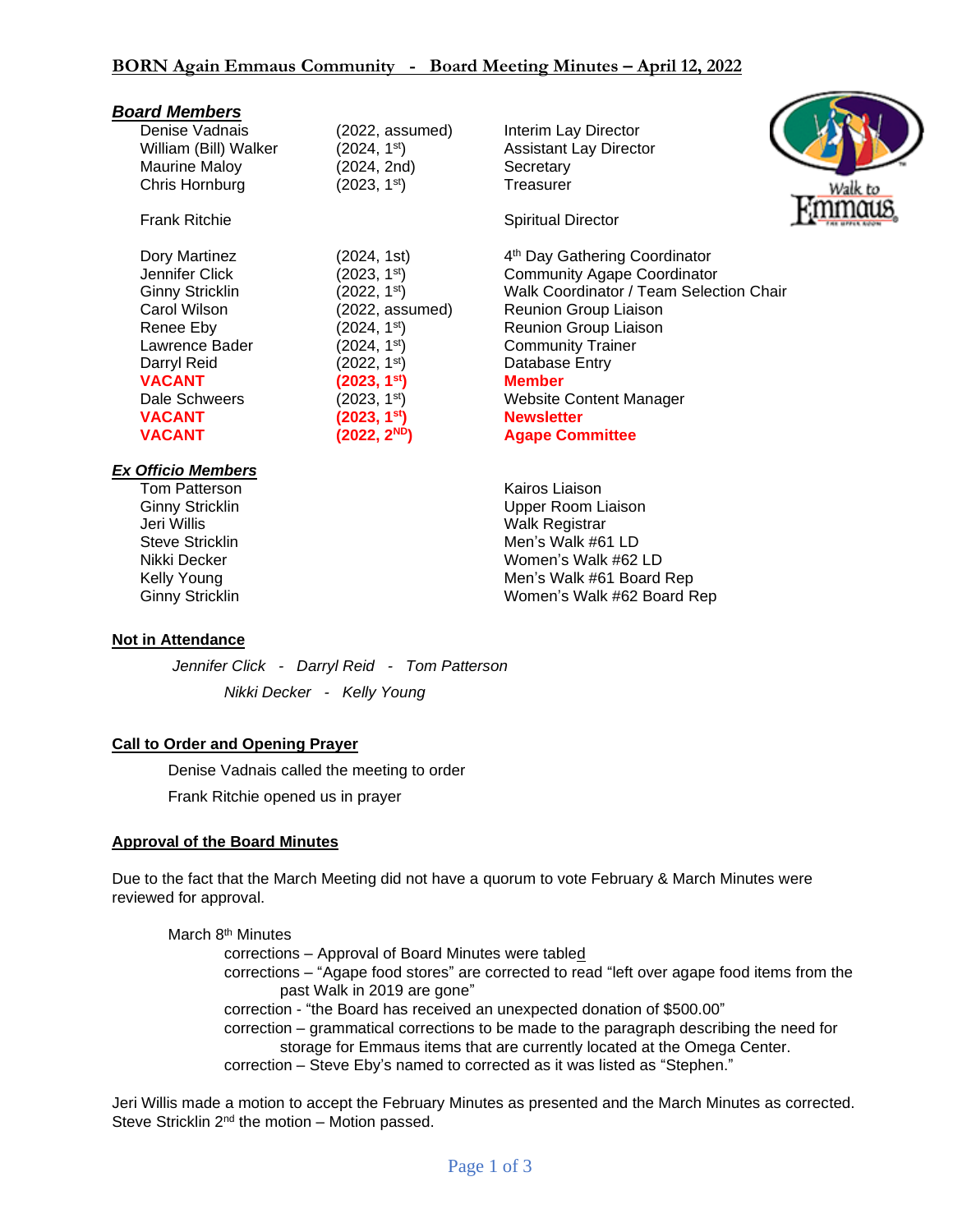# BORN Again Emmaus Community - Board Meeting Minutes – April 12, 2022

## Board Members

| Name | Term | Position |
|---|---|---|
| Denise Vadnais | (2022, assumed) | Interim Lay Director |
| William (Bill) Walker | (2024, 1st) | Assistant Lay Director |
| Maurine Maloy | (2024, 2nd) | Secretary |
| Chris Hornburg | (2023, 1st) | Treasurer |
| Frank Ritchie | | Spiritual Director |
| Dory Martinez | (2024, 1st) | 4th Day Gathering Coordinator |
| Jennifer Click | (2023, 1st) | Community Agape Coordinator |
| Ginny Stricklin | (2022, 1st) | Walk Coordinator / Team Selection Chair |
| Carol Wilson | (2022, assumed) | Reunion Group Liaison |
| Renee Eby | (2024, 1st) | Reunion Group Liaison |
| Lawrence Bader | (2024, 1st) | Community Trainer |
| Darryl Reid | (2022, 1st) | Database Entry |
| **VACANT** | **(2023, 1st)** | **Member** |
| Dale Schweers | (2023, 1st) | Website Content Manager |
| **VACANT** | **(2023, 1st)** | **Newsletter** |
| **VACANT** | **(2022, 2ND)** | **Agape Committee** |

## Ex Officio Members

| Name | Position |
|---|---|
| Tom Patterson | Kairos Liaison |
| Ginny Stricklin | Upper Room Liaison |
| Jeri Willis | Walk Registrar |
| Steve Stricklin | Men's Walk #61 LD |
| Nikki Decker | Women's Walk #62 LD |
| Kelly Young | Men's Walk #61 Board Rep |
| Ginny Stricklin | Women's Walk #62 Board Rep |

## Not in Attendance

*Jennifer Click - Darryl Reid - Tom Patterson*

*Nikki Decker - Kelly Young*

## Call to Order and Opening Prayer

Denise Vadnais called the meeting to order

Frank Ritchie opened us in prayer

## Approval of the Board Minutes

Due to the fact that the March Meeting did not have a quorum to vote February & March Minutes were reviewed for approval.

March 8th Minutes

- corrections – Approval of Board Minutes were tabled
- corrections – "Agape food stores" are corrected to read "left over agape food items from the past Walk in 2019 are gone"
- correction - "the Board has received an unexpected donation of $500.00"
- correction – grammatical corrections to be made to the paragraph describing the need for storage for Emmaus items that are currently located at the Omega Center.
- correction – Steve Eby's named to corrected as it was listed as "Stephen."

Jeri Willis made a motion to accept the February Minutes as presented and the March Minutes as corrected. Steve Stricklin 2nd the motion – Motion passed.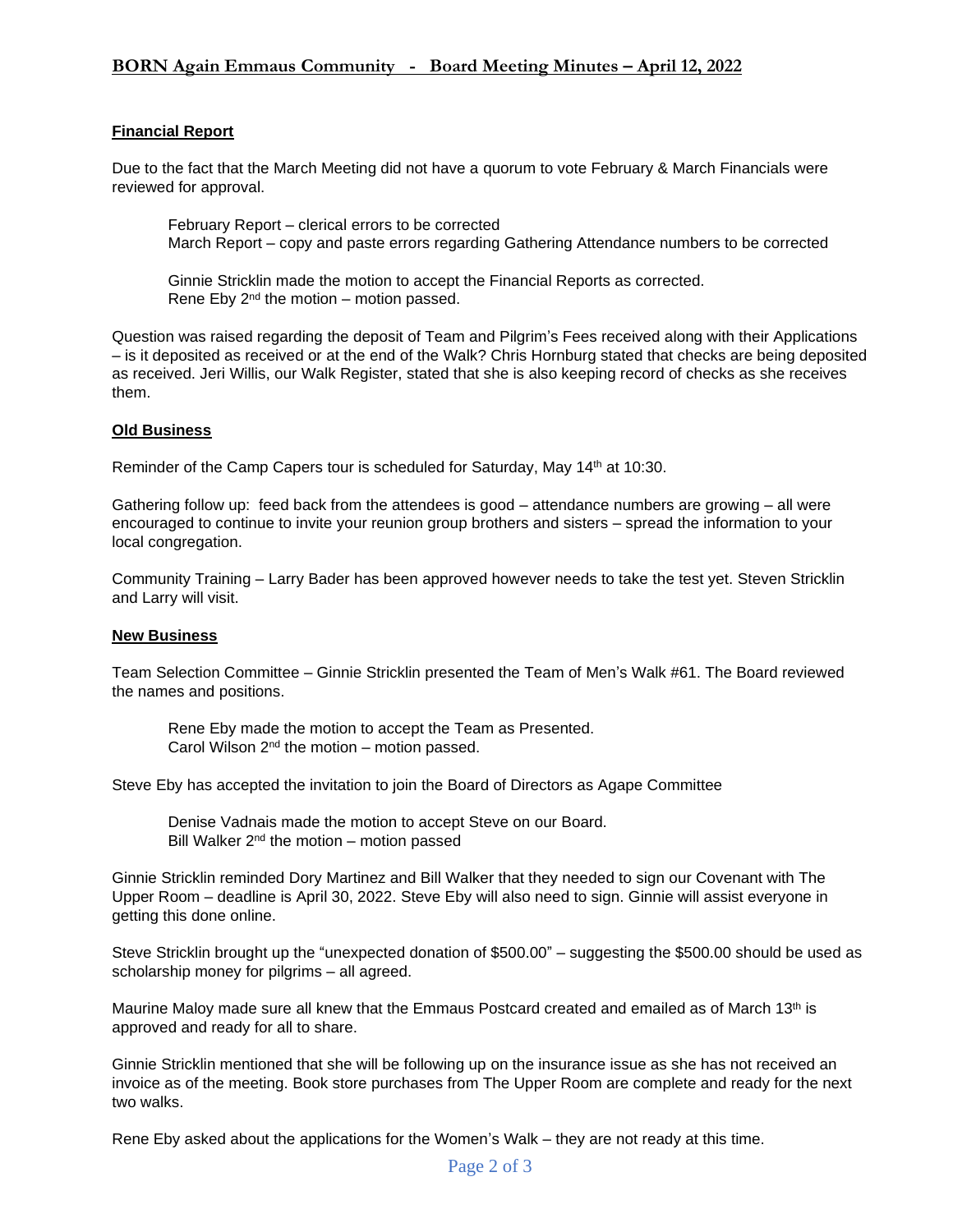**Financial Report**

Due to the fact that the March Meeting did not have a quorum to vote February & March Financials were reviewed for approval.

> February Report – clerical errors to be corrected
> March Report – copy and paste errors regarding Gathering Attendance numbers to be corrected
>
> Ginnie Stricklin made the motion to accept the Financial Reports as corrected.
> Rene Eby 2nd the motion – motion passed.

Question was raised regarding the deposit of Team and Pilgrim's Fees received along with their Applications – is it deposited as received or at the end of the Walk? Chris Hornburg stated that checks are being deposited as received. Jeri Willis, our Walk Register, stated that she is also keeping record of checks as she receives them.

**Old Business**

Reminder of the Camp Capers tour is scheduled for Saturday, May 14th at 10:30.

Gathering follow up: feed back from the attendees is good – attendance numbers are growing – all were encouraged to continue to invite your reunion group brothers and sisters – spread the information to your local congregation.

Community Training – Larry Bader has been approved however needs to take the test yet. Steven Stricklin and Larry will visit.

**New Business**

Team Selection Committee – Ginnie Stricklin presented the Team of Men's Walk #61. The Board reviewed the names and positions.

> Rene Eby made the motion to accept the Team as Presented.
> Carol Wilson 2nd the motion – motion passed.

Steve Eby has accepted the invitation to join the Board of Directors as Agape Committee

> Denise Vadnais made the motion to accept Steve on our Board.
> Bill Walker 2nd the motion – motion passed

Ginnie Stricklin reminded Dory Martinez and Bill Walker that they needed to sign our Covenant with The Upper Room – deadline is April 30, 2022. Steve Eby will also need to sign. Ginnie will assist everyone in getting this done online.

Steve Stricklin brought up the "unexpected donation of $500.00" – suggesting the $500.00 should be used as scholarship money for pilgrims – all agreed.

Maurine Maloy made sure all knew that the Emmaus Postcard created and emailed as of March 13th is approved and ready for all to share.

Ginnie Stricklin mentioned that she will be following up on the insurance issue as she has not received an invoice as of the meeting. Book store purchases from The Upper Room are complete and ready for the next two walks.

Rene Eby asked about the applications for the Women's Walk – they are not ready at this time.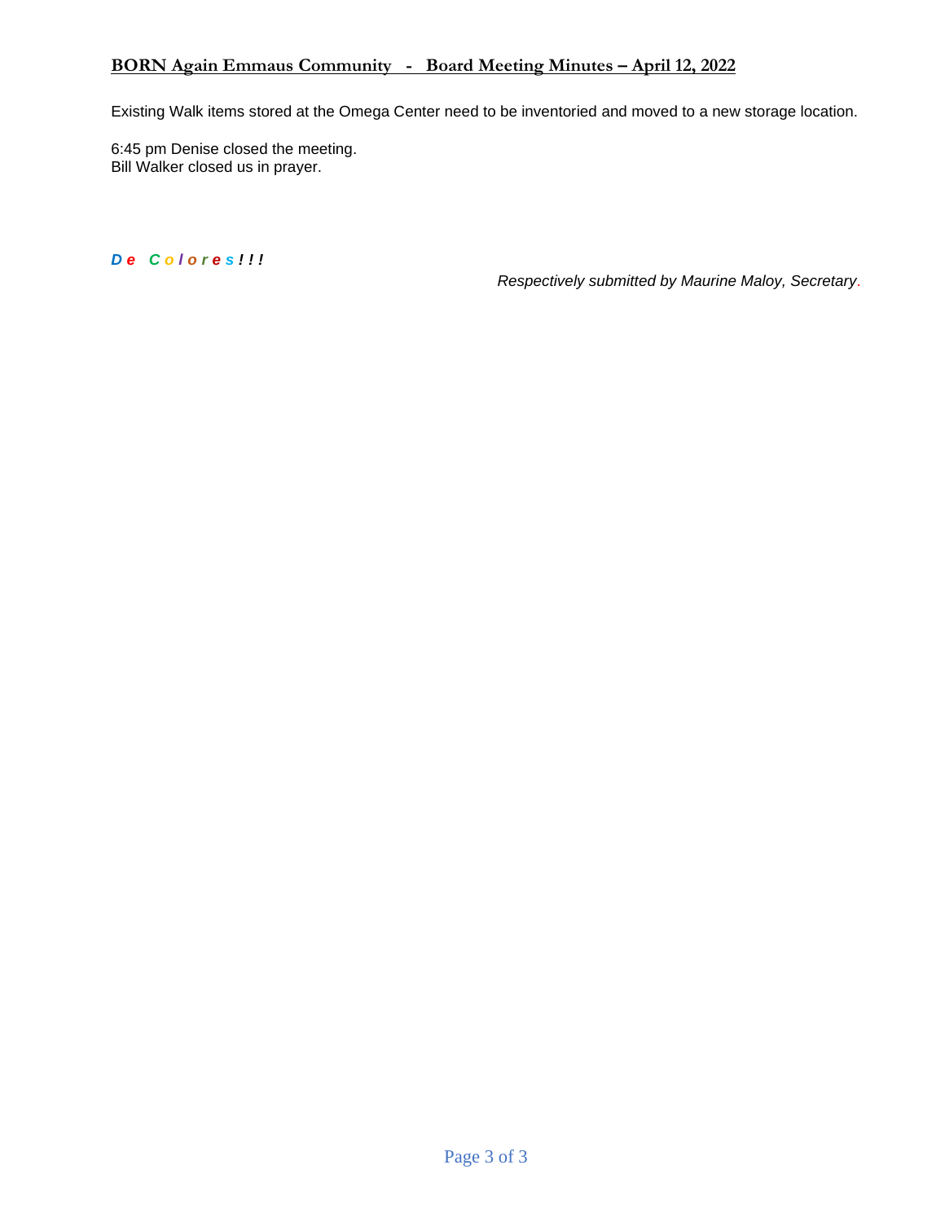Existing Walk items stored at the Omega Center need to be inventoried and moved to a new storage location.

6:45 pm Denise closed the meeting.
Bill Walker closed us in prayer.

***De Colores!!!***

*Respectively submitted by Maurine Maloy, Secretary*.